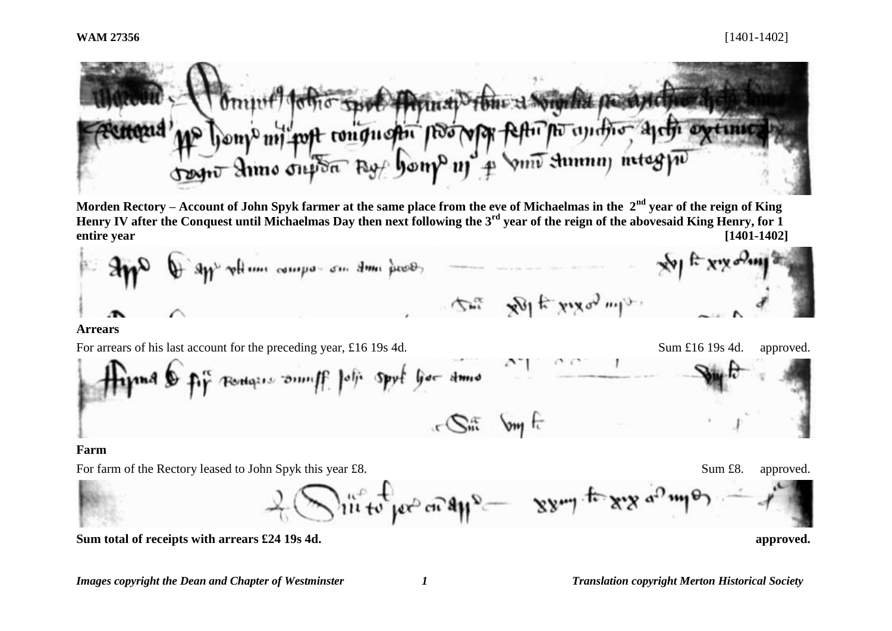**WAM 27356** [1401-1402]

**Morden Rectory – Account of John Spyk farmer at the same place from the eve of Michaelmas in the 2nd year of the reign of King Henry IV after the Conquest until Michaelmas Day then next following the 3rd year of the reign of the abovesaid King Henry, for 1 entire year** **[1401-1402]**

**Arrears**

For arrears of his last account for the preceding year, £16 19s 4d. Sum £16 19s 4d. approved.

**Farm**

For farm of the Rectory leased to John Spyk this year £8. Sum £8. approved.

**Sum total of receipts with arrears £24 19s 4d.** **approved.**

*Images copyright the Dean and Chapter of Westminster* *Translation copyright Merton Historical Society*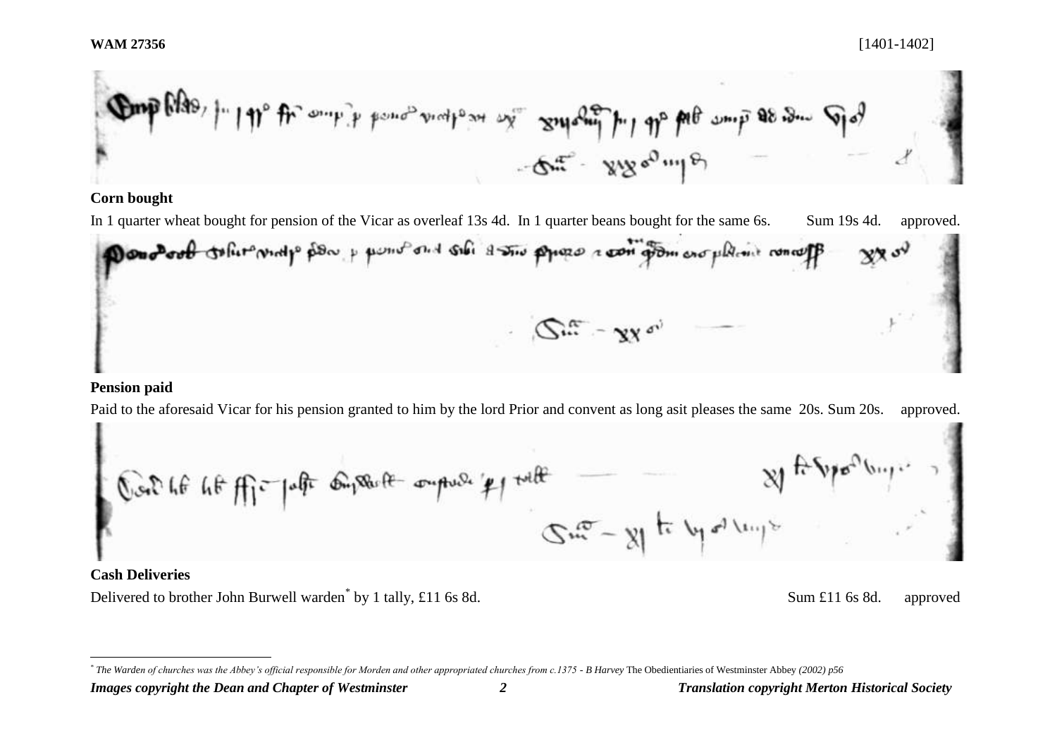WAM 27356

[1401-1402]

**Corn bought**

In 1 quarter wheat bought for pension of the Vicar as overleaf 13s 4d. In 1 quarter beans bought for the same 6s. Sum 19s 4d. approved.

**Pension paid**

Paid to the aforesaid Vicar for his pension granted to him by the lord Prior and convent as long asit pleases the same 20s. Sum 20s. approved.

**Cash Deliveries**

Delivered to brother John Burwell warden* by 1 tally, £11 6s 8d. Sum £11 6s 8d. approved

* *The Warden of churches was the Abbey's official responsible for Morden and other appropriated churches from c.1375 - B Harvey* The Obedientiaries of Westminster Abbey *(2002) p56*

*Images copyright the Dean and Chapter of Westminster* *Translation copyright Merton Historical Society*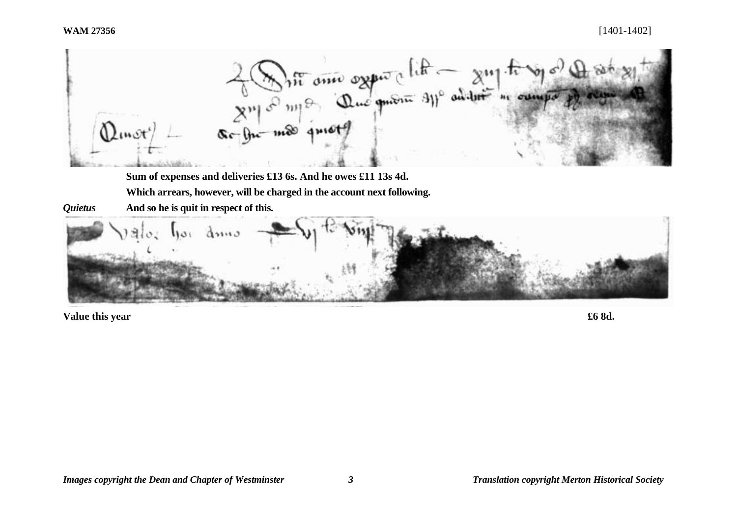Sum of expenses and deliveries £13 6s. And he owes £11 13s 4d.

Which arrears, however, will be charged in the account next following.

*Quietus* And so he is quit in respect of this.

**Value this year** **£6 8d.**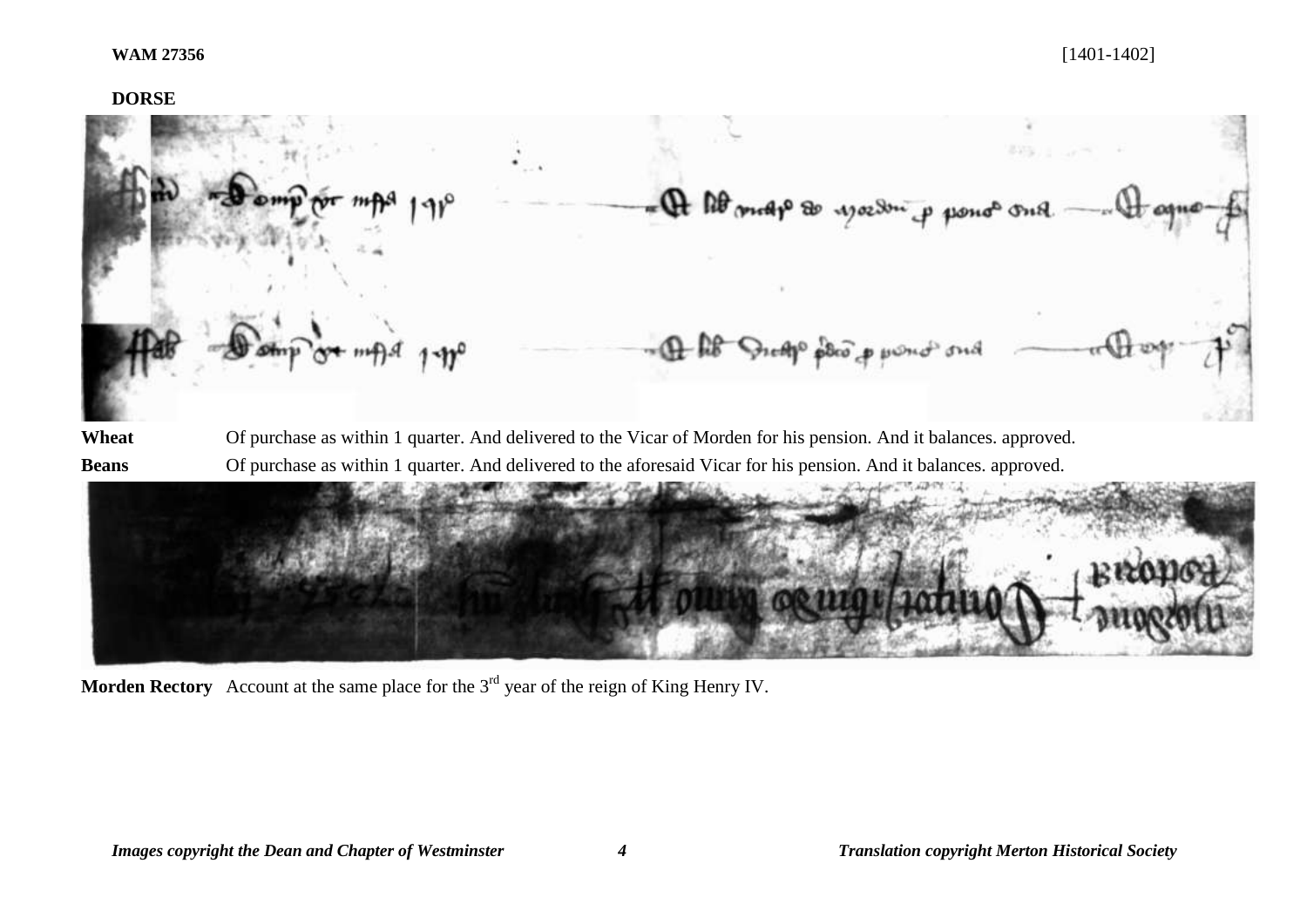**WAM 27356** [1401-1402]

**DORSE**

| | |
|---|---|
| **Wheat** | Of purchase as within 1 quarter. And delivered to the Vicar of Morden for his pension. And it balances. approved. |
| **Beans** | Of purchase as within 1 quarter. And delivered to the aforesaid Vicar for his pension. And it balances. approved. |

**Morden Rectory** Account at the same place for the 3rd year of the reign of King Henry IV.